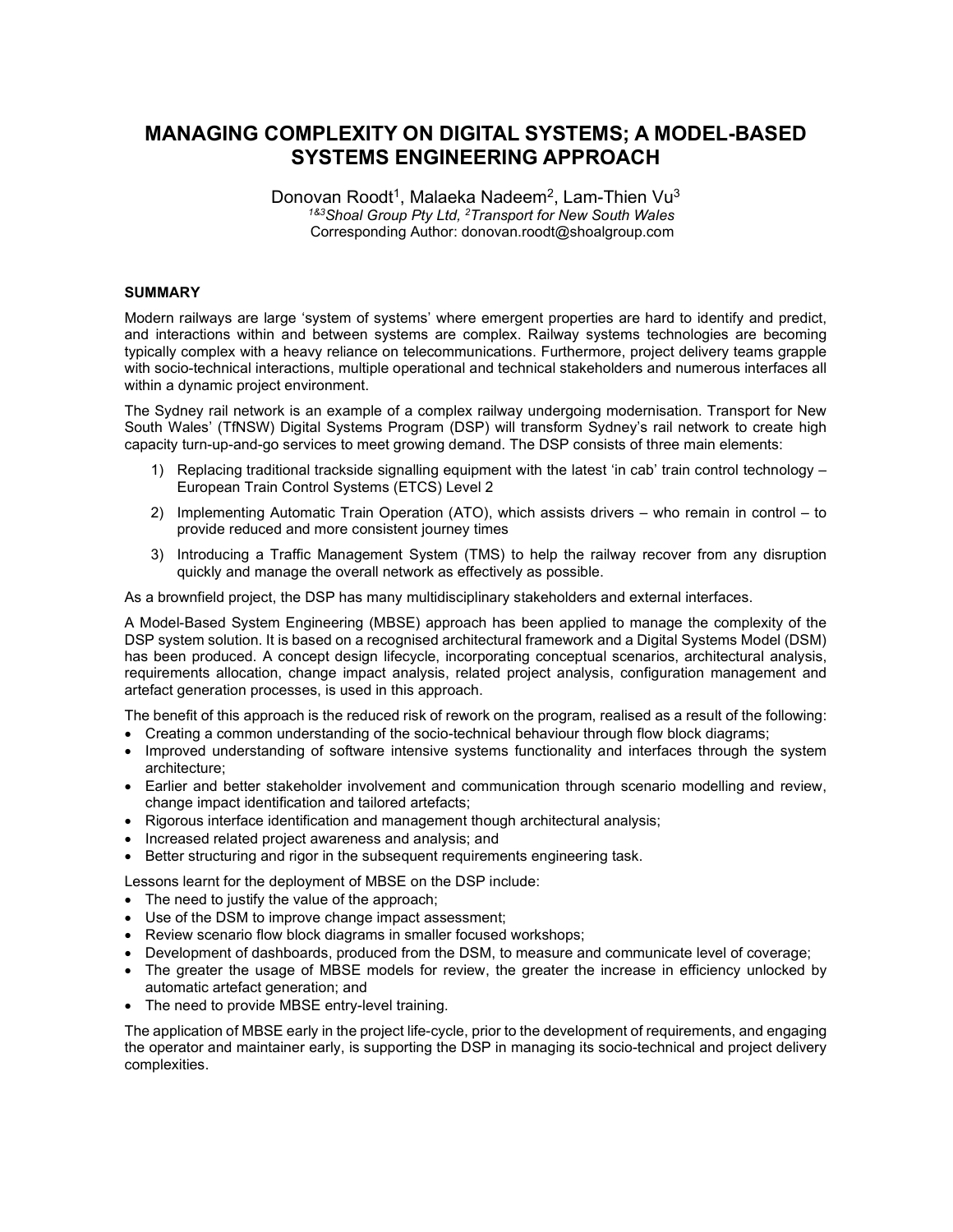# MANAGING COMPLEXITY ON DIGITAL SYSTEMS; A MODEL-BASED SYSTEMS ENGINEERING APPROACH

Donovan Roodt[1], Malaeka Nadeem[2], Lam-Thien Vu[3]

[1&3]*Shoal Group Pty Ltd,* [2]*Transport for New South Wales*

Corresponding Author: donovan.roodt@shoalgroup.com

## SUMMARY

Modern railways are large 'system of systems' where emergent properties are hard to identify and predict, and interactions within and between systems are complex. Railway systems technologies are becoming typically complex with a heavy reliance on telecommunications. Furthermore, project delivery teams grapple with socio-technical interactions, multiple operational and technical stakeholders and numerous interfaces all within a dynamic project environment.

The Sydney rail network is an example of a complex railway undergoing modernisation. Transport for New South Wales' (TfNSW) Digital Systems Program (DSP) will transform Sydney's rail network to create high capacity turn-up-and-go services to meet growing demand. The DSP consists of three main elements:

1) Replacing traditional trackside signalling equipment with the latest 'in cab' train control technology – European Train Control Systems (ETCS) Level 2
2) Implementing Automatic Train Operation (ATO), which assists drivers – who remain in control – to provide reduced and more consistent journey times
3) Introducing a Traffic Management System (TMS) to help the railway recover from any disruption quickly and manage the overall network as effectively as possible.

As a brownfield project, the DSP has many multidisciplinary stakeholders and external interfaces.

A Model-Based System Engineering (MBSE) approach has been applied to manage the complexity of the DSP system solution. It is based on a recognised architectural framework and a Digital Systems Model (DSM) has been produced. A concept design lifecycle, incorporating conceptual scenarios, architectural analysis, requirements allocation, change impact analysis, related project analysis, configuration management and artefact generation processes, is used in this approach.

The benefit of this approach is the reduced risk of rework on the program, realised as a result of the following:

- Creating a common understanding of the socio-technical behaviour through flow block diagrams;
- Improved understanding of software intensive systems functionality and interfaces through the system architecture;
- Earlier and better stakeholder involvement and communication through scenario modelling and review, change impact identification and tailored artefacts;
- Rigorous interface identification and management though architectural analysis;
- Increased related project awareness and analysis; and
- Better structuring and rigor in the subsequent requirements engineering task.

Lessons learnt for the deployment of MBSE on the DSP include:

- The need to justify the value of the approach;
- Use of the DSM to improve change impact assessment;
- Review scenario flow block diagrams in smaller focused workshops;
- Development of dashboards, produced from the DSM, to measure and communicate level of coverage;
- The greater the usage of MBSE models for review, the greater the increase in efficiency unlocked by automatic artefact generation; and
- The need to provide MBSE entry-level training.

The application of MBSE early in the project life-cycle, prior to the development of requirements, and engaging the operator and maintainer early, is supporting the DSP in managing its socio-technical and project delivery complexities.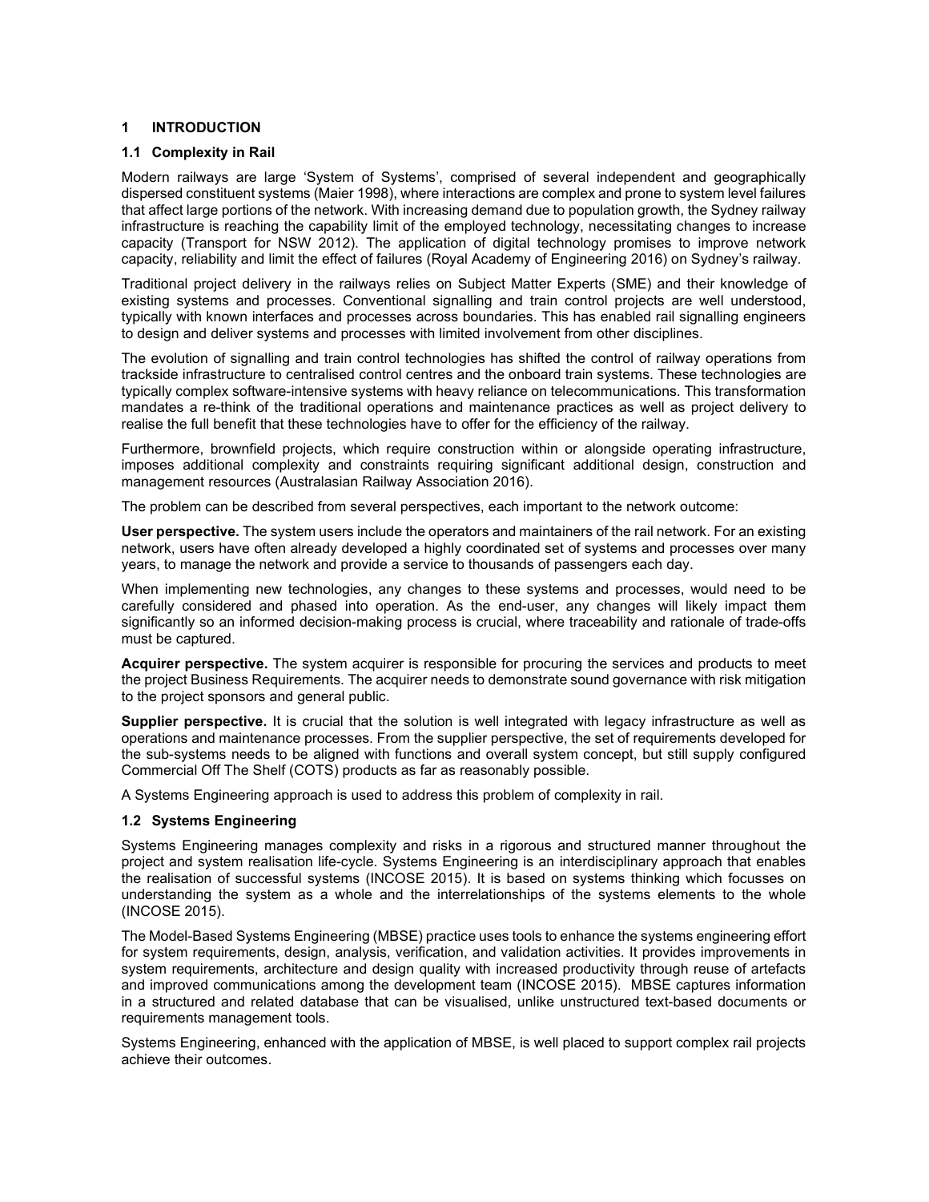# 1 INTRODUCTION

## 1.1 Complexity in Rail

Modern railways are large 'System of Systems', comprised of several independent and geographically dispersed constituent systems (Maier 1998), where interactions are complex and prone to system level failures that affect large portions of the network. With increasing demand due to population growth, the Sydney railway infrastructure is reaching the capability limit of the employed technology, necessitating changes to increase capacity (Transport for NSW 2012). The application of digital technology promises to improve network capacity, reliability and limit the effect of failures (Royal Academy of Engineering 2016) on Sydney's railway.

Traditional project delivery in the railways relies on Subject Matter Experts (SME) and their knowledge of existing systems and processes. Conventional signalling and train control projects are well understood, typically with known interfaces and processes across boundaries. This has enabled rail signalling engineers to design and deliver systems and processes with limited involvement from other disciplines.

The evolution of signalling and train control technologies has shifted the control of railway operations from trackside infrastructure to centralised control centres and the onboard train systems. These technologies are typically complex software-intensive systems with heavy reliance on telecommunications. This transformation mandates a re-think of the traditional operations and maintenance practices as well as project delivery to realise the full benefit that these technologies have to offer for the efficiency of the railway.

Furthermore, brownfield projects, which require construction within or alongside operating infrastructure, imposes additional complexity and constraints requiring significant additional design, construction and management resources (Australasian Railway Association 2016).

The problem can be described from several perspectives, each important to the network outcome:

**User perspective.** The system users include the operators and maintainers of the rail network. For an existing network, users have often already developed a highly coordinated set of systems and processes over many years, to manage the network and provide a service to thousands of passengers each day.

When implementing new technologies, any changes to these systems and processes, would need to be carefully considered and phased into operation. As the end-user, any changes will likely impact them significantly so an informed decision-making process is crucial, where traceability and rationale of trade-offs must be captured.

**Acquirer perspective.** The system acquirer is responsible for procuring the services and products to meet the project Business Requirements. The acquirer needs to demonstrate sound governance with risk mitigation to the project sponsors and general public.

**Supplier perspective.** It is crucial that the solution is well integrated with legacy infrastructure as well as operations and maintenance processes. From the supplier perspective, the set of requirements developed for the sub-systems needs to be aligned with functions and overall system concept, but still supply configured Commercial Off The Shelf (COTS) products as far as reasonably possible.

A Systems Engineering approach is used to address this problem of complexity in rail.

## 1.2 Systems Engineering

Systems Engineering manages complexity and risks in a rigorous and structured manner throughout the project and system realisation life-cycle. Systems Engineering is an interdisciplinary approach that enables the realisation of successful systems (INCOSE 2015). It is based on systems thinking which focusses on understanding the system as a whole and the interrelationships of the systems elements to the whole (INCOSE 2015).

The Model-Based Systems Engineering (MBSE) practice uses tools to enhance the systems engineering effort for system requirements, design, analysis, verification, and validation activities. It provides improvements in system requirements, architecture and design quality with increased productivity through reuse of artefacts and improved communications among the development team (INCOSE 2015). MBSE captures information in a structured and related database that can be visualised, unlike unstructured text-based documents or requirements management tools.

Systems Engineering, enhanced with the application of MBSE, is well placed to support complex rail projects achieve their outcomes.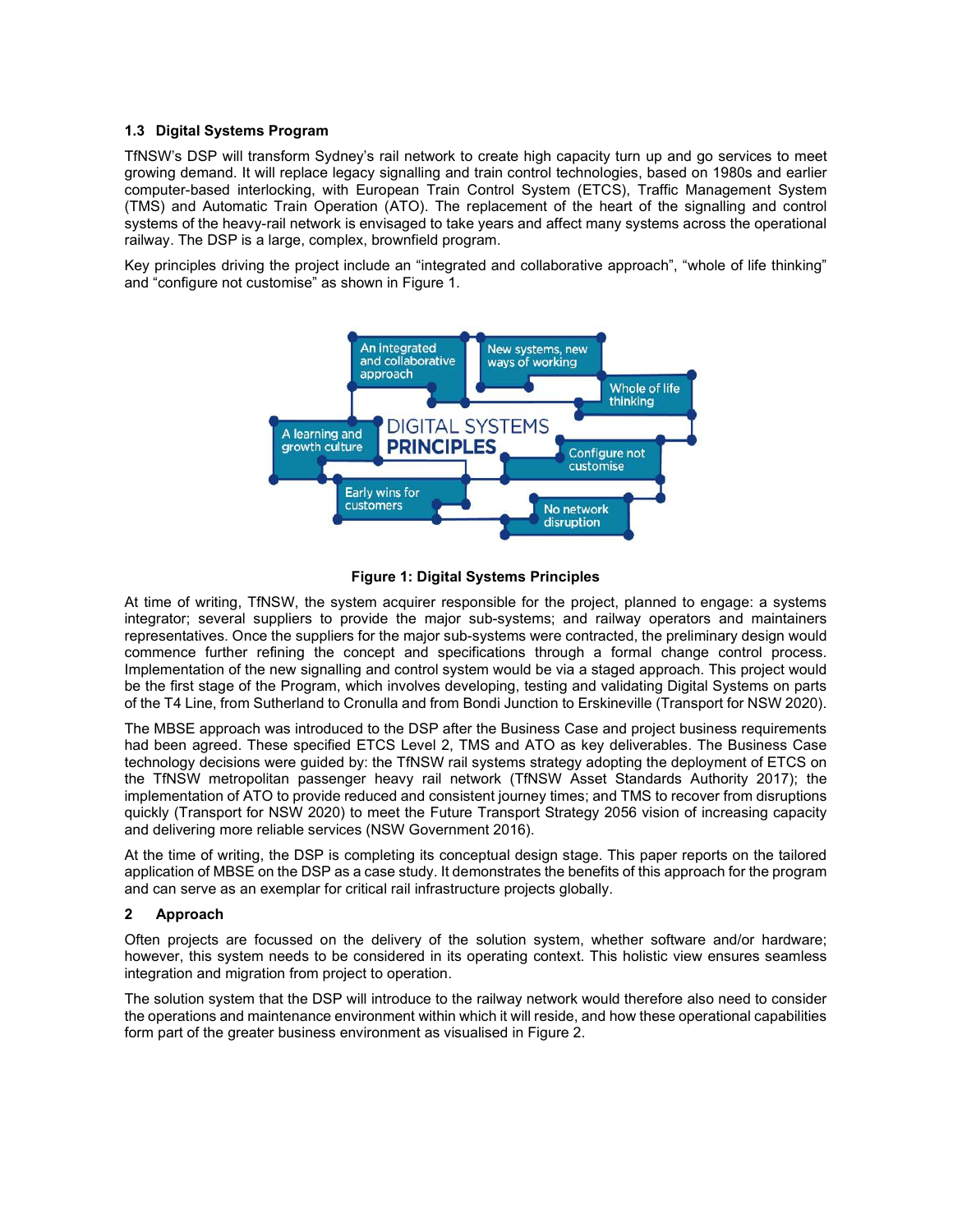### 1.3 Digital Systems Program

TfNSW's DSP will transform Sydney's rail network to create high capacity turn up and go services to meet growing demand. It will replace legacy signalling and train control technologies, based on 1980s and earlier computer-based interlocking, with European Train Control System (ETCS), Traffic Management System (TMS) and Automatic Train Operation (ATO). The replacement of the heart of the signalling and control systems of the heavy-rail network is envisaged to take years and affect many systems across the operational railway. The DSP is a large, complex, brownfield program.

Key principles driving the project include an "integrated and collaborative approach", "whole of life thinking" and "configure not customise" as shown in Figure 1.

**Figure 1: Digital Systems Principles**

At time of writing, TfNSW, the system acquirer responsible for the project, planned to engage: a systems integrator; several suppliers to provide the major sub-systems; and railway operators and maintainers representatives. Once the suppliers for the major sub-systems were contracted, the preliminary design would commence further refining the concept and specifications through a formal change control process. Implementation of the new signalling and control system would be via a staged approach. This project would be the first stage of the Program, which involves developing, testing and validating Digital Systems on parts of the T4 Line, from Sutherland to Cronulla and from Bondi Junction to Erskineville (Transport for NSW 2020).

The MBSE approach was introduced to the DSP after the Business Case and project business requirements had been agreed. These specified ETCS Level 2, TMS and ATO as key deliverables. The Business Case technology decisions were guided by: the TfNSW rail systems strategy adopting the deployment of ETCS on the TfNSW metropolitan passenger heavy rail network (TfNSW Asset Standards Authority 2017); the implementation of ATO to provide reduced and consistent journey times; and TMS to recover from disruptions quickly (Transport for NSW 2020) to meet the Future Transport Strategy 2056 vision of increasing capacity and delivering more reliable services (NSW Government 2016).

At the time of writing, the DSP is completing its conceptual design stage. This paper reports on the tailored application of MBSE on the DSP as a case study. It demonstrates the benefits of this approach for the program and can serve as an exemplar for critical rail infrastructure projects globally.

## 2 Approach

Often projects are focussed on the delivery of the solution system, whether software and/or hardware; however, this system needs to be considered in its operating context. This holistic view ensures seamless integration and migration from project to operation.

The solution system that the DSP will introduce to the railway network would therefore also need to consider the operations and maintenance environment within which it will reside, and how these operational capabilities form part of the greater business environment as visualised in Figure 2.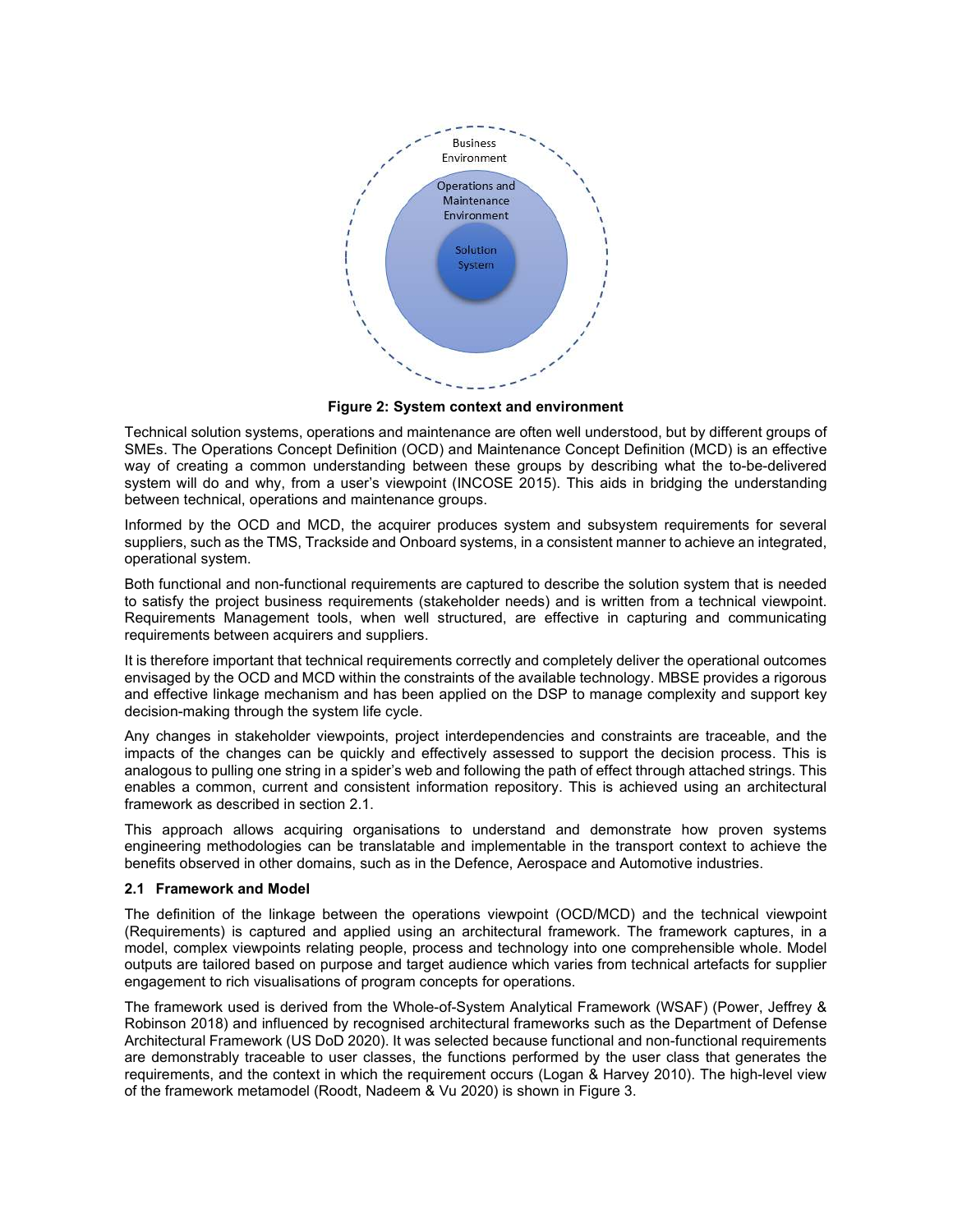Business Environment

Operations and Maintenance Environment

Solution System

**Figure 2: System context and environment**

Technical solution systems, operations and maintenance are often well understood, but by different groups of SMEs. The Operations Concept Definition (OCD) and Maintenance Concept Definition (MCD) is an effective way of creating a common understanding between these groups by describing what the to-be-delivered system will do and why, from a user's viewpoint (INCOSE 2015). This aids in bridging the understanding between technical, operations and maintenance groups.

Informed by the OCD and MCD, the acquirer produces system and subsystem requirements for several suppliers, such as the TMS, Trackside and Onboard systems, in a consistent manner to achieve an integrated, operational system.

Both functional and non-functional requirements are captured to describe the solution system that is needed to satisfy the project business requirements (stakeholder needs) and is written from a technical viewpoint. Requirements Management tools, when well structured, are effective in capturing and communicating requirements between acquirers and suppliers.

It is therefore important that technical requirements correctly and completely deliver the operational outcomes envisaged by the OCD and MCD within the constraints of the available technology. MBSE provides a rigorous and effective linkage mechanism and has been applied on the DSP to manage complexity and support key decision-making through the system life cycle.

Any changes in stakeholder viewpoints, project interdependencies and constraints are traceable, and the impacts of the changes can be quickly and effectively assessed to support the decision process. This is analogous to pulling one string in a spider's web and following the path of effect through attached strings. This enables a common, current and consistent information repository. This is achieved using an architectural framework as described in section 2.1.

This approach allows acquiring organisations to understand and demonstrate how proven systems engineering methodologies can be translatable and implementable in the transport context to achieve the benefits observed in other domains, such as in the Defence, Aerospace and Automotive industries.

### 2.1 Framework and Model

The definition of the linkage between the operations viewpoint (OCD/MCD) and the technical viewpoint (Requirements) is captured and applied using an architectural framework. The framework captures, in a model, complex viewpoints relating people, process and technology into one comprehensible whole. Model outputs are tailored based on purpose and target audience which varies from technical artefacts for supplier engagement to rich visualisations of program concepts for operations.

The framework used is derived from the Whole-of-System Analytical Framework (WSAF) (Power, Jeffrey & Robinson 2018) and influenced by recognised architectural frameworks such as the Department of Defense Architectural Framework (US DoD 2020). It was selected because functional and non-functional requirements are demonstrably traceable to user classes, the functions performed by the user class that generates the requirements, and the context in which the requirement occurs (Logan & Harvey 2010). The high-level view of the framework metamodel (Roodt, Nadeem & Vu 2020) is shown in Figure 3.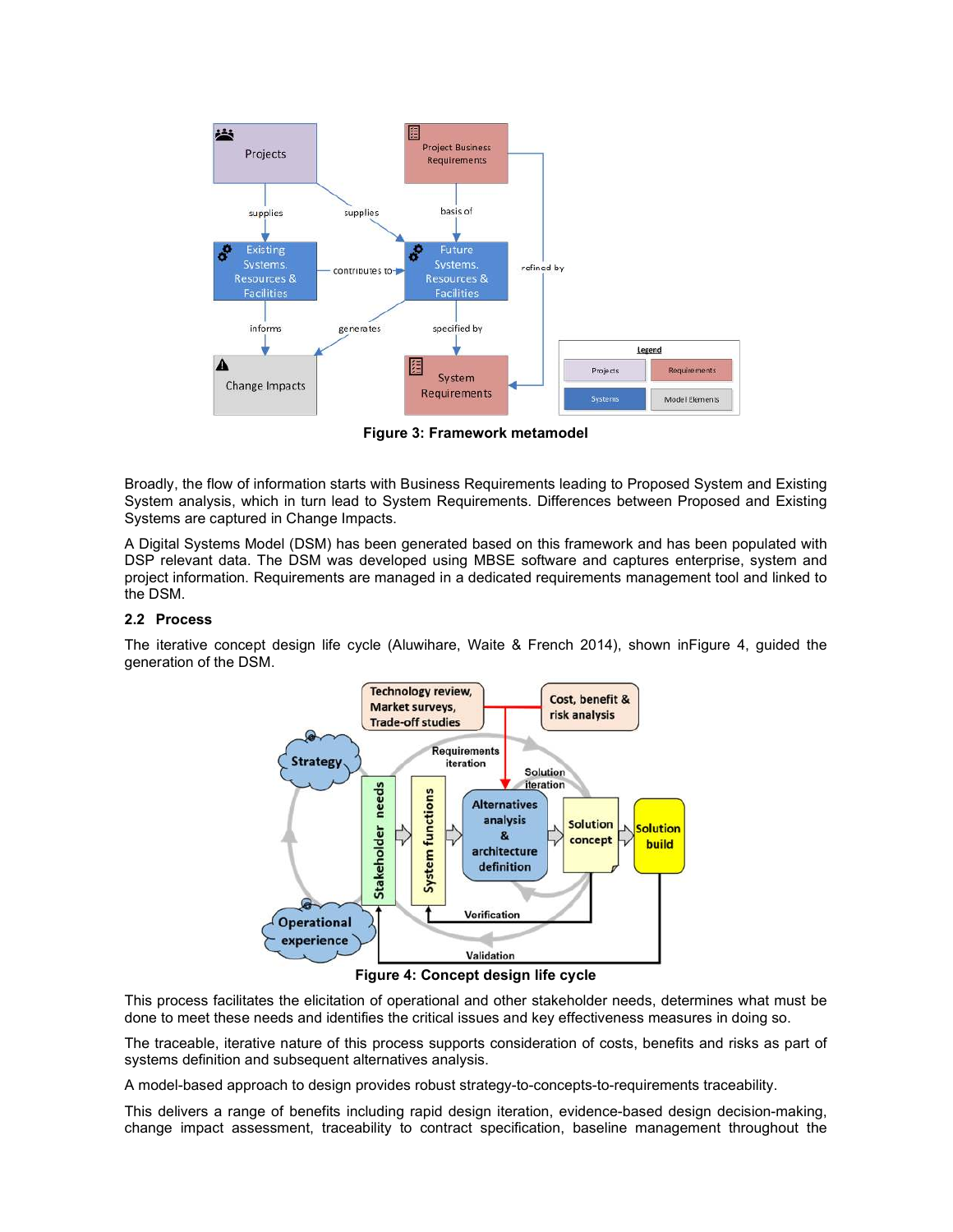Figure 3: Framework metamodel

Broadly, the flow of information starts with Business Requirements leading to Proposed System and Existing System analysis, which in turn lead to System Requirements. Differences between Proposed and Existing Systems are captured in Change Impacts.

A Digital Systems Model (DSM) has been generated based on this framework and has been populated with DSP relevant data. The DSM was developed using MBSE software and captures enterprise, system and project information. Requirements are managed in a dedicated requirements management tool and linked to the DSM.

## 2.2 Process

The iterative concept design life cycle (Aluwihare, Waite & French 2014), shown inFigure 4, guided the generation of the DSM.

Figure 4: Concept design life cycle

This process facilitates the elicitation of operational and other stakeholder needs, determines what must be done to meet these needs and identifies the critical issues and key effectiveness measures in doing so.

The traceable, iterative nature of this process supports consideration of costs, benefits and risks as part of systems definition and subsequent alternatives analysis.

A model-based approach to design provides robust strategy-to-concepts-to-requirements traceability.

This delivers a range of benefits including rapid design iteration, evidence-based design decision-making, change impact assessment, traceability to contract specification, baseline management throughout the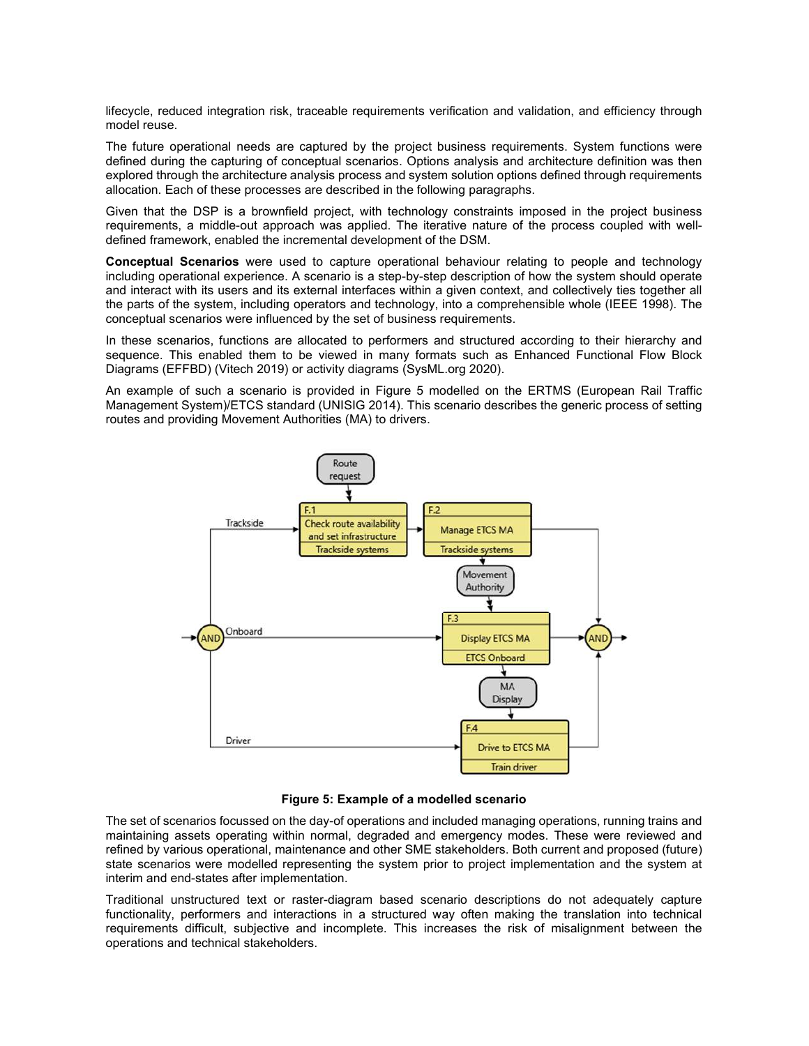lifecycle, reduced integration risk, traceable requirements verification and validation, and efficiency through model reuse.

The future operational needs are captured by the project business requirements. System functions were defined during the capturing of conceptual scenarios. Options analysis and architecture definition was then explored through the architecture analysis process and system solution options defined through requirements allocation. Each of these processes are described in the following paragraphs.

Given that the DSP is a brownfield project, with technology constraints imposed in the project business requirements, a middle-out approach was applied. The iterative nature of the process coupled with well-defined framework, enabled the incremental development of the DSM.

**Conceptual Scenarios** were used to capture operational behaviour relating to people and technology including operational experience. A scenario is a step-by-step description of how the system should operate and interact with its users and its external interfaces within a given context, and collectively ties together all the parts of the system, including operators and technology, into a comprehensible whole (IEEE 1998). The conceptual scenarios were influenced by the set of business requirements.

In these scenarios, functions are allocated to performers and structured according to their hierarchy and sequence. This enabled them to be viewed in many formats such as Enhanced Functional Flow Block Diagrams (EFFBD) (Vitech 2019) or activity diagrams (SysML.org 2020).

An example of such a scenario is provided in Figure 5 modelled on the ERTMS (European Rail Traffic Management System)/ETCS standard (UNISIG 2014). This scenario describes the generic process of setting routes and providing Movement Authorities (MA) to drivers.

**Figure 5: Example of a modelled scenario**

The set of scenarios focussed on the day-of operations and included managing operations, running trains and maintaining assets operating within normal, degraded and emergency modes. These were reviewed and refined by various operational, maintenance and other SME stakeholders. Both current and proposed (future) state scenarios were modelled representing the system prior to project implementation and the system at interim and end-states after implementation.

Traditional unstructured text or raster-diagram based scenario descriptions do not adequately capture functionality, performers and interactions in a structured way often making the translation into technical requirements difficult, subjective and incomplete. This increases the risk of misalignment between the operations and technical stakeholders.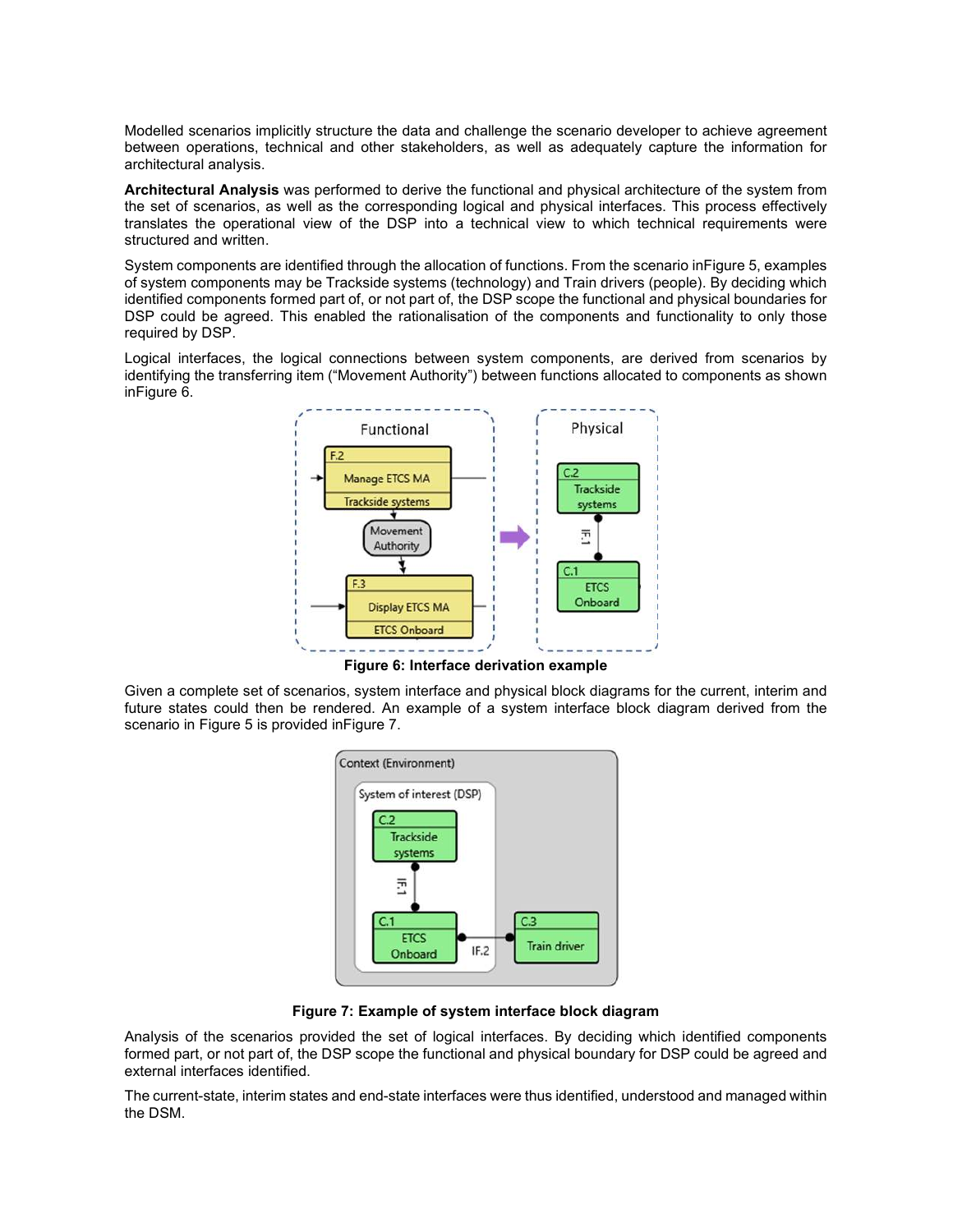Modelled scenarios implicitly structure the data and challenge the scenario developer to achieve agreement between operations, technical and other stakeholders, as well as adequately capture the information for architectural analysis.

**Architectural Analysis** was performed to derive the functional and physical architecture of the system from the set of scenarios, as well as the corresponding logical and physical interfaces. This process effectively translates the operational view of the DSP into a technical view to which technical requirements were structured and written.

System components are identified through the allocation of functions. From the scenario inFigure 5, examples of system components may be Trackside systems (technology) and Train drivers (people). By deciding which identified components formed part of, or not part of, the DSP scope the functional and physical boundaries for DSP could be agreed. This enabled the rationalisation of the components and functionality to only those required by DSP.

Logical interfaces, the logical connections between system components, are derived from scenarios by identifying the transferring item ("Movement Authority") between functions allocated to components as shown inFigure 6.

**Figure 6: Interface derivation example**

Given a complete set of scenarios, system interface and physical block diagrams for the current, interim and future states could then be rendered. An example of a system interface block diagram derived from the scenario in Figure 5 is provided inFigure 7.

**Figure 7: Example of system interface block diagram**

Analysis of the scenarios provided the set of logical interfaces. By deciding which identified components formed part, or not part of, the DSP scope the functional and physical boundary for DSP could be agreed and external interfaces identified.

The current-state, interim states and end-state interfaces were thus identified, understood and managed within the DSM.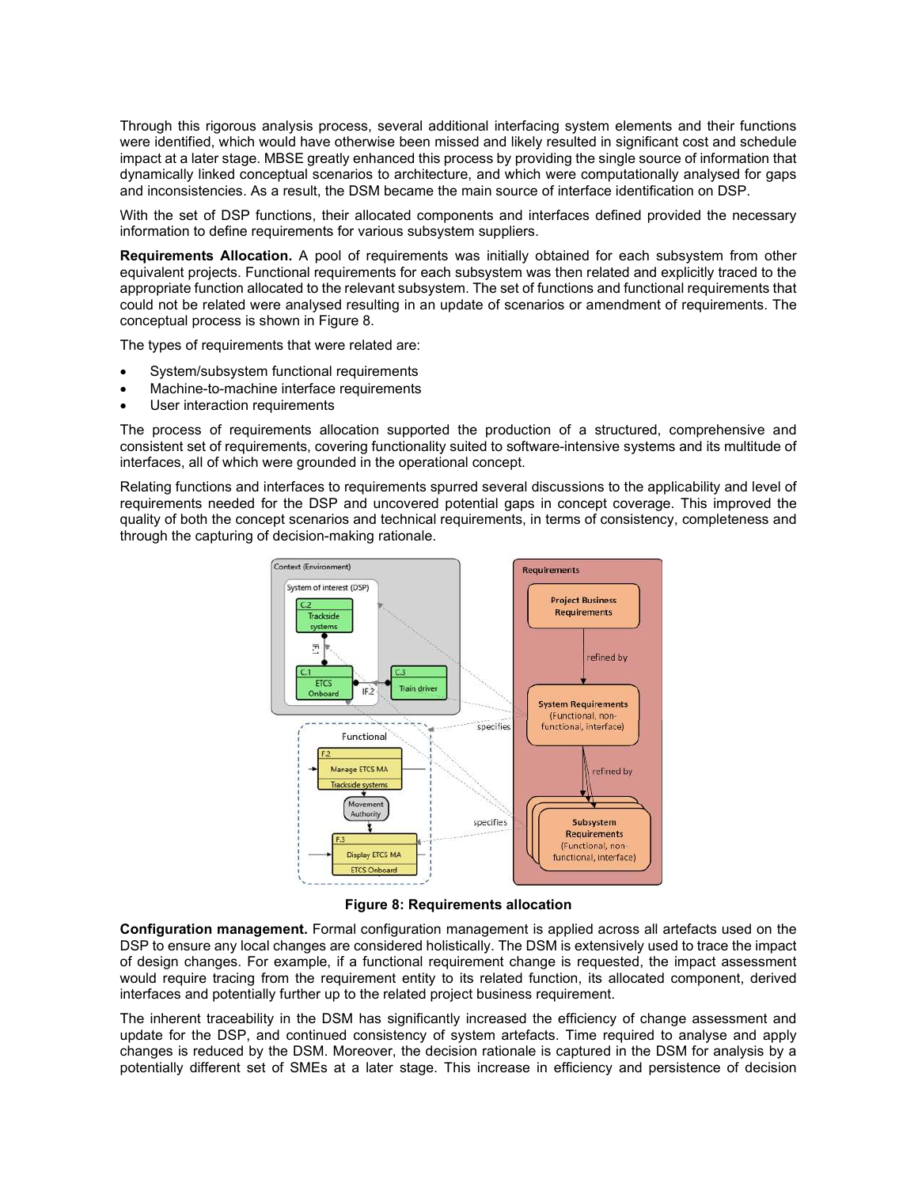Through this rigorous analysis process, several additional interfacing system elements and their functions were identified, which would have otherwise been missed and likely resulted in significant cost and schedule impact at a later stage. MBSE greatly enhanced this process by providing the single source of information that dynamically linked conceptual scenarios to architecture, and which were computationally analysed for gaps and inconsistencies. As a result, the DSM became the main source of interface identification on DSP.

With the set of DSP functions, their allocated components and interfaces defined provided the necessary information to define requirements for various subsystem suppliers.

**Requirements Allocation.** A pool of requirements was initially obtained for each subsystem from other equivalent projects. Functional requirements for each subsystem was then related and explicitly traced to the appropriate function allocated to the relevant subsystem. The set of functions and functional requirements that could not be related were analysed resulting in an update of scenarios or amendment of requirements. The conceptual process is shown in Figure 8.

The types of requirements that were related are:

- System/subsystem functional requirements
- Machine-to-machine interface requirements
- User interaction requirements

The process of requirements allocation supported the production of a structured, comprehensive and consistent set of requirements, covering functionality suited to software-intensive systems and its multitude of interfaces, all of which were grounded in the operational concept.

Relating functions and interfaces to requirements spurred several discussions to the applicability and level of requirements needed for the DSP and uncovered potential gaps in concept coverage. This improved the quality of both the concept scenarios and technical requirements, in terms of consistency, completeness and through the capturing of decision-making rationale.

**Figure 8: Requirements allocation**

**Configuration management.** Formal configuration management is applied across all artefacts used on the DSP to ensure any local changes are considered holistically. The DSM is extensively used to trace the impact of design changes. For example, if a functional requirement change is requested, the impact assessment would require tracing from the requirement entity to its related function, its allocated component, derived interfaces and potentially further up to the related project business requirement.

The inherent traceability in the DSM has significantly increased the efficiency of change assessment and update for the DSP, and continued consistency of system artefacts. Time required to analyse and apply changes is reduced by the DSM. Moreover, the decision rationale is captured in the DSM for analysis by a potentially different set of SMEs at a later stage. This increase in efficiency and persistence of decision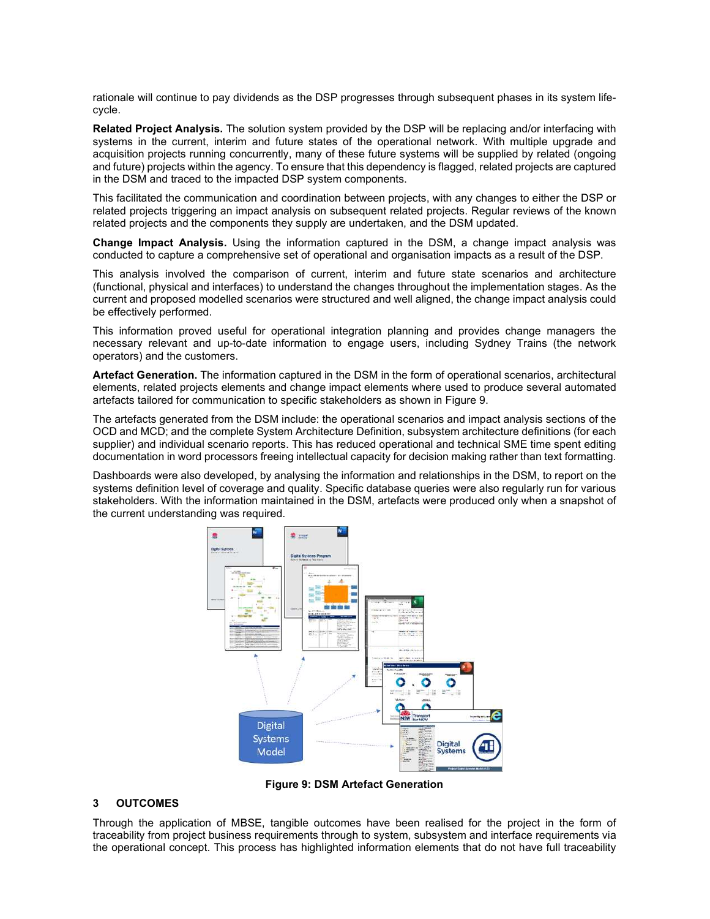rationale will continue to pay dividends as the DSP progresses through subsequent phases in its system life-cycle.

**Related Project Analysis.** The solution system provided by the DSP will be replacing and/or interfacing with systems in the current, interim and future states of the operational network. With multiple upgrade and acquisition projects running concurrently, many of these future systems will be supplied by related (ongoing and future) projects within the agency. To ensure that this dependency is flagged, related projects are captured in the DSM and traced to the impacted DSP system components.

This facilitated the communication and coordination between projects, with any changes to either the DSP or related projects triggering an impact analysis on subsequent related projects. Regular reviews of the known related projects and the components they supply are undertaken, and the DSM updated.

**Change Impact Analysis.** Using the information captured in the DSM, a change impact analysis was conducted to capture a comprehensive set of operational and organisation impacts as a result of the DSP.

This analysis involved the comparison of current, interim and future state scenarios and architecture (functional, physical and interfaces) to understand the changes throughout the implementation stages. As the current and proposed modelled scenarios were structured and well aligned, the change impact analysis could be effectively performed.

This information proved useful for operational integration planning and provides change managers the necessary relevant and up-to-date information to engage users, including Sydney Trains (the network operators) and the customers.

**Artefact Generation.** The information captured in the DSM in the form of operational scenarios, architectural elements, related projects elements and change impact elements where used to produce several automated artefacts tailored for communication to specific stakeholders as shown in Figure 9.

The artefacts generated from the DSM include: the operational scenarios and impact analysis sections of the OCD and MCD; and the complete System Architecture Definition, subsystem architecture definitions (for each supplier) and individual scenario reports. This has reduced operational and technical SME time spent editing documentation in word processors freeing intellectual capacity for decision making rather than text formatting.

Dashboards were also developed, by analysing the information and relationships in the DSM, to report on the systems definition level of coverage and quality. Specific database queries were also regularly run for various stakeholders. With the information maintained in the DSM, artefacts were produced only when a snapshot of the current understanding was required.

**Figure 9: DSM Artefact Generation**

## 3 OUTCOMES

Through the application of MBSE, tangible outcomes have been realised for the project in the form of traceability from project business requirements through to system, subsystem and interface requirements via the operational concept. This process has highlighted information elements that do not have full traceability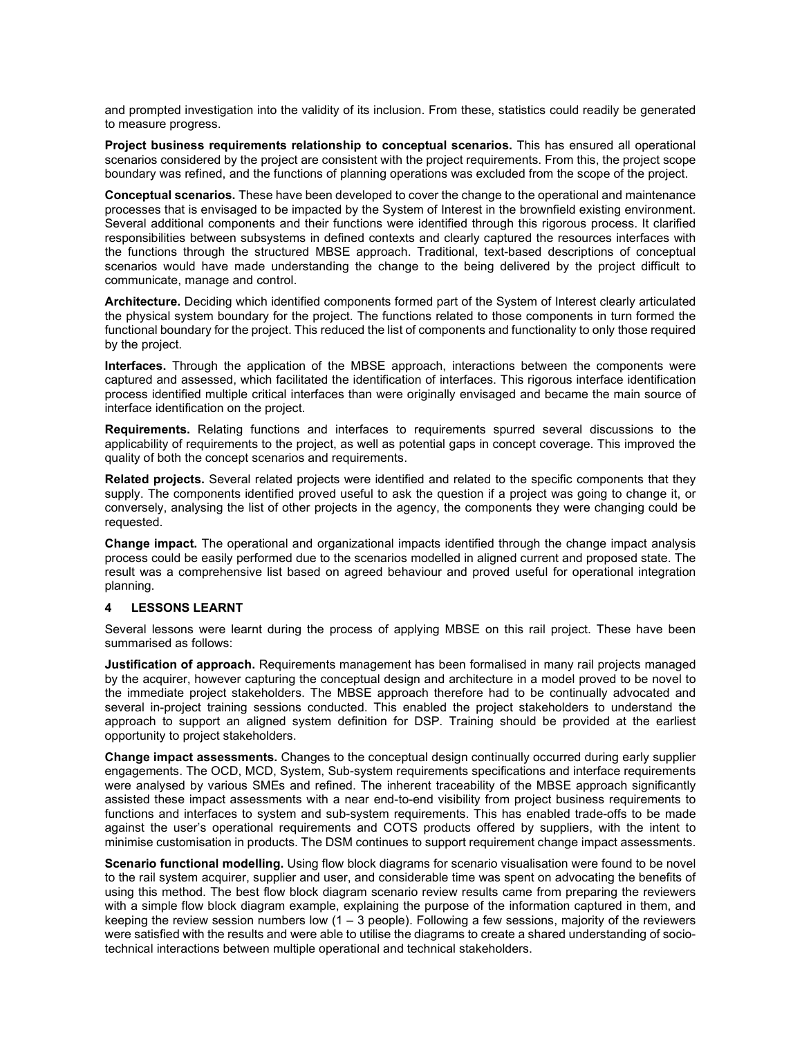and prompted investigation into the validity of its inclusion. From these, statistics could readily be generated to measure progress.

**Project business requirements relationship to conceptual scenarios.** This has ensured all operational scenarios considered by the project are consistent with the project requirements. From this, the project scope boundary was refined, and the functions of planning operations was excluded from the scope of the project.

**Conceptual scenarios.** These have been developed to cover the change to the operational and maintenance processes that is envisaged to be impacted by the System of Interest in the brownfield existing environment. Several additional components and their functions were identified through this rigorous process. It clarified responsibilities between subsystems in defined contexts and clearly captured the resources interfaces with the functions through the structured MBSE approach. Traditional, text-based descriptions of conceptual scenarios would have made understanding the change to the being delivered by the project difficult to communicate, manage and control.

**Architecture.** Deciding which identified components formed part of the System of Interest clearly articulated the physical system boundary for the project. The functions related to those components in turn formed the functional boundary for the project. This reduced the list of components and functionality to only those required by the project.

**Interfaces.** Through the application of the MBSE approach, interactions between the components were captured and assessed, which facilitated the identification of interfaces. This rigorous interface identification process identified multiple critical interfaces than were originally envisaged and became the main source of interface identification on the project.

**Requirements.** Relating functions and interfaces to requirements spurred several discussions to the applicability of requirements to the project, as well as potential gaps in concept coverage. This improved the quality of both the concept scenarios and requirements.

**Related projects.** Several related projects were identified and related to the specific components that they supply. The components identified proved useful to ask the question if a project was going to change it, or conversely, analysing the list of other projects in the agency, the components they were changing could be requested.

**Change impact.** The operational and organizational impacts identified through the change impact analysis process could be easily performed due to the scenarios modelled in aligned current and proposed state. The result was a comprehensive list based on agreed behaviour and proved useful for operational integration planning.

## 4 LESSONS LEARNT

Several lessons were learnt during the process of applying MBSE on this rail project. These have been summarised as follows:

**Justification of approach.** Requirements management has been formalised in many rail projects managed by the acquirer, however capturing the conceptual design and architecture in a model proved to be novel to the immediate project stakeholders. The MBSE approach therefore had to be continually advocated and several in-project training sessions conducted. This enabled the project stakeholders to understand the approach to support an aligned system definition for DSP. Training should be provided at the earliest opportunity to project stakeholders.

**Change impact assessments.** Changes to the conceptual design continually occurred during early supplier engagements. The OCD, MCD, System, Sub-system requirements specifications and interface requirements were analysed by various SMEs and refined. The inherent traceability of the MBSE approach significantly assisted these impact assessments with a near end-to-end visibility from project business requirements to functions and interfaces to system and sub-system requirements. This has enabled trade-offs to be made against the user's operational requirements and COTS products offered by suppliers, with the intent to minimise customisation in products. The DSM continues to support requirement change impact assessments.

**Scenario functional modelling.** Using flow block diagrams for scenario visualisation were found to be novel to the rail system acquirer, supplier and user, and considerable time was spent on advocating the benefits of using this method. The best flow block diagram scenario review results came from preparing the reviewers with a simple flow block diagram example, explaining the purpose of the information captured in them, and keeping the review session numbers low (1 – 3 people). Following a few sessions, majority of the reviewers were satisfied with the results and were able to utilise the diagrams to create a shared understanding of socio-technical interactions between multiple operational and technical stakeholders.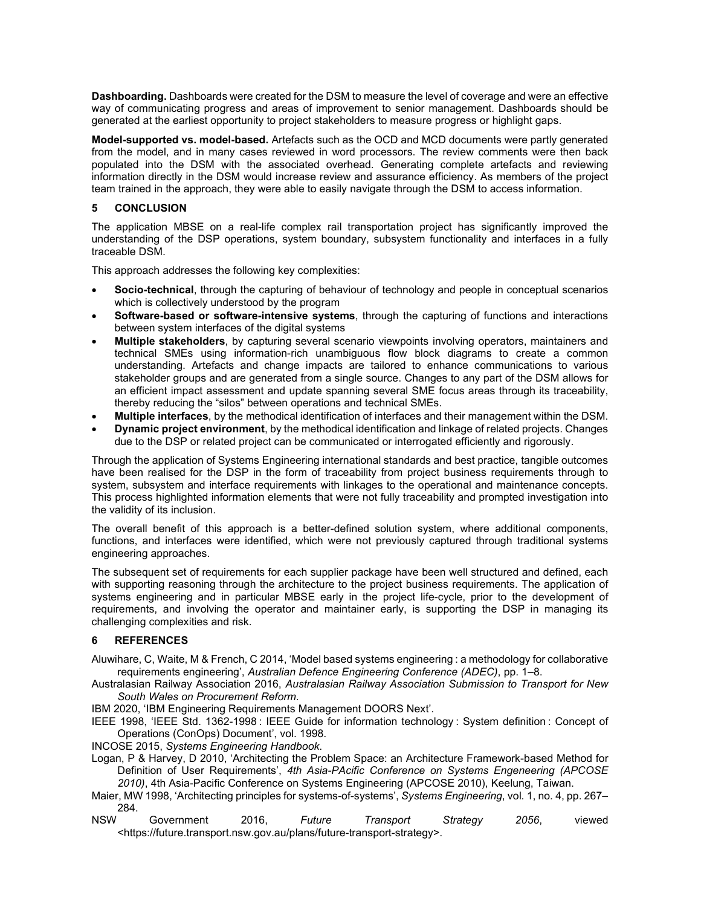**Dashboarding.** Dashboards were created for the DSM to measure the level of coverage and were an effective way of communicating progress and areas of improvement to senior management. Dashboards should be generated at the earliest opportunity to project stakeholders to measure progress or highlight gaps.

**Model-supported vs. model-based.** Artefacts such as the OCD and MCD documents were partly generated from the model, and in many cases reviewed in word processors. The review comments were then back populated into the DSM with the associated overhead. Generating complete artefacts and reviewing information directly in the DSM would increase review and assurance efficiency. As members of the project team trained in the approach, they were able to easily navigate through the DSM to access information.

## 5 CONCLUSION

The application MBSE on a real-life complex rail transportation project has significantly improved the understanding of the DSP operations, system boundary, subsystem functionality and interfaces in a fully traceable DSM.

This approach addresses the following key complexities:

- **Socio-technical**, through the capturing of behaviour of technology and people in conceptual scenarios which is collectively understood by the program
- **Software-based or software-intensive systems**, through the capturing of functions and interactions between system interfaces of the digital systems
- **Multiple stakeholders**, by capturing several scenario viewpoints involving operators, maintainers and technical SMEs using information-rich unambiguous flow block diagrams to create a common understanding. Artefacts and change impacts are tailored to enhance communications to various stakeholder groups and are generated from a single source. Changes to any part of the DSM allows for an efficient impact assessment and update spanning several SME focus areas through its traceability, thereby reducing the "silos" between operations and technical SMEs.
- **Multiple interfaces**, by the methodical identification of interfaces and their management within the DSM.
- **Dynamic project environment**, by the methodical identification and linkage of related projects. Changes due to the DSP or related project can be communicated or interrogated efficiently and rigorously.

Through the application of Systems Engineering international standards and best practice, tangible outcomes have been realised for the DSP in the form of traceability from project business requirements through to system, subsystem and interface requirements with linkages to the operational and maintenance concepts. This process highlighted information elements that were not fully traceability and prompted investigation into the validity of its inclusion.

The overall benefit of this approach is a better-defined solution system, where additional components, functions, and interfaces were identified, which were not previously captured through traditional systems engineering approaches.

The subsequent set of requirements for each supplier package have been well structured and defined, each with supporting reasoning through the architecture to the project business requirements. The application of systems engineering and in particular MBSE early in the project life-cycle, prior to the development of requirements, and involving the operator and maintainer early, is supporting the DSP in managing its challenging complexities and risk.

## 6 REFERENCES

Aluwihare, C, Waite, M & French, C 2014, 'Model based systems engineering : a methodology for collaborative requirements engineering', *Australian Defence Engineering Conference (ADEC)*, pp. 1–8.

Australasian Railway Association 2016, *Australasian Railway Association Submission to Transport for New South Wales on Procurement Reform*.

IBM 2020, 'IBM Engineering Requirements Management DOORS Next'.

IEEE 1998, 'IEEE Std. 1362-1998 : IEEE Guide for information technology : System definition : Concept of Operations (ConOps) Document', vol. 1998.

INCOSE 2015, *Systems Engineering Handbook*.

Logan, P & Harvey, D 2010, 'Architecting the Problem Space: an Architecture Framework-based Method for Definition of User Requirements', *4th Asia-PAcific Conference on Systems Engeneering (APCOSE 2010)*, 4th Asia-Pacific Conference on Systems Engineering (APCOSE 2010), Keelung, Taiwan.

Maier, MW 1998, 'Architecting principles for systems-of-systems', *Systems Engineering*, vol. 1, no. 4, pp. 267–284.

NSW Government 2016, *Future Transport Strategy 2056*, viewed <https://future.transport.nsw.gov.au/plans/future-transport-strategy>.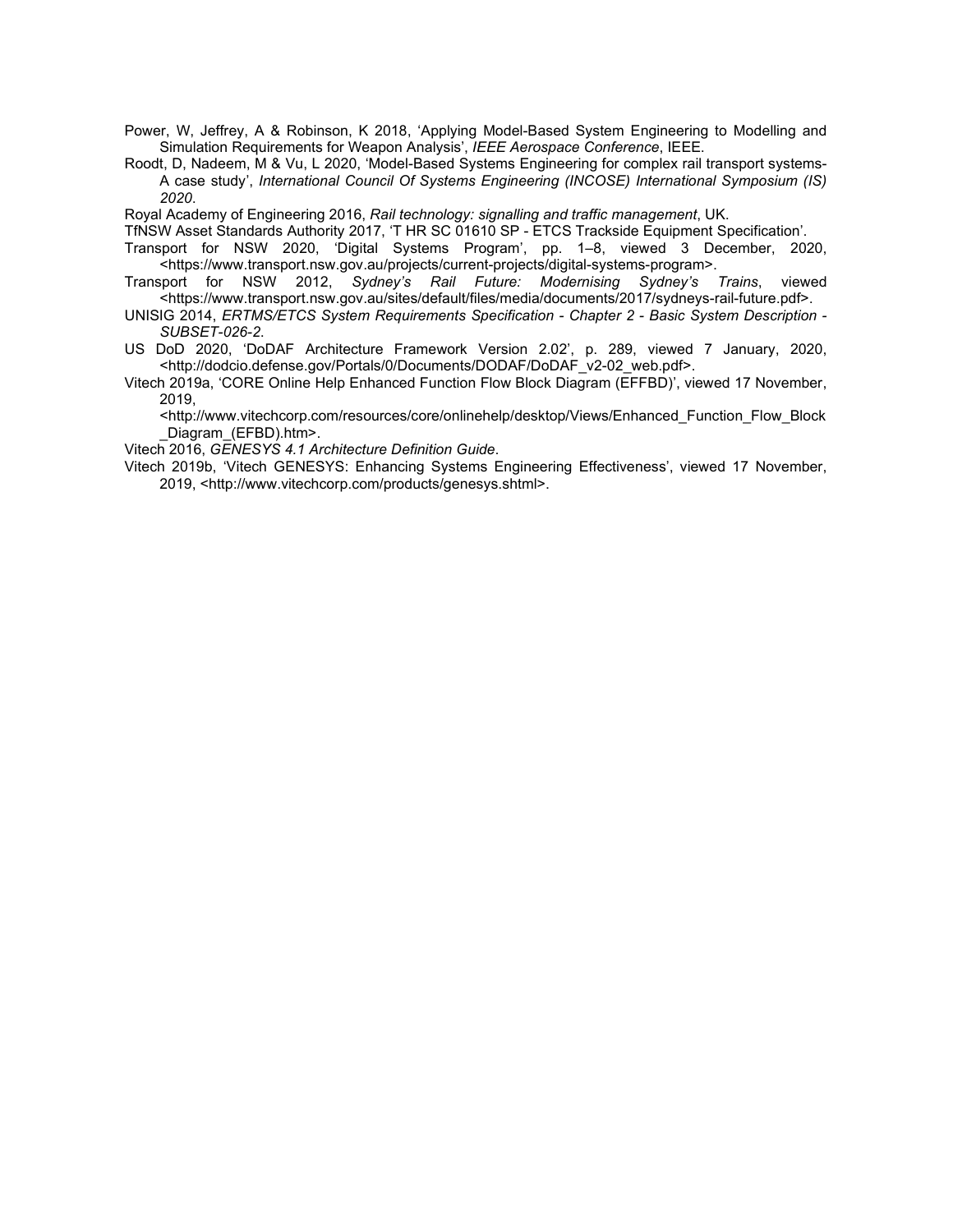Power, W, Jeffrey, A & Robinson, K 2018, 'Applying Model-Based System Engineering to Modelling and Simulation Requirements for Weapon Analysis', *IEEE Aerospace Conference*, IEEE.

Roodt, D, Nadeem, M & Vu, L 2020, 'Model-Based Systems Engineering for complex rail transport systems- A case study', *International Council Of Systems Engineering (INCOSE) International Symposium (IS) 2020*.

Royal Academy of Engineering 2016, *Rail technology: signalling and traffic management*, UK.

TfNSW Asset Standards Authority 2017, 'T HR SC 01610 SP - ETCS Trackside Equipment Specification'.

Transport for NSW 2020, 'Digital Systems Program', pp. 1–8, viewed 3 December, 2020, <https://www.transport.nsw.gov.au/projects/current-projects/digital-systems-program>.

Transport for NSW 2012, *Sydney's Rail Future: Modernising Sydney's Trains*, viewed <https://www.transport.nsw.gov.au/sites/default/files/media/documents/2017/sydneys-rail-future.pdf>.

UNISIG 2014, *ERTMS/ETCS System Requirements Specification - Chapter 2 - Basic System Description - SUBSET-026-2*.

US DoD 2020, 'DoDAF Architecture Framework Version 2.02', p. 289, viewed 7 January, 2020, <http://dodcio.defense.gov/Portals/0/Documents/DODAF/DoDAF_v2-02_web.pdf>.

Vitech 2019a, 'CORE Online Help Enhanced Function Flow Block Diagram (EFFBD)', viewed 17 November, 2019, <http://www.vitechcorp.com/resources/core/onlinehelp/desktop/Views/Enhanced_Function_Flow_Block_Diagram_(EFBD).htm>.

Vitech 2016, *GENESYS 4.1 Architecture Definition Guide*.

Vitech 2019b, 'Vitech GENESYS: Enhancing Systems Engineering Effectiveness', viewed 17 November, 2019, <http://www.vitechcorp.com/products/genesys.shtml>.